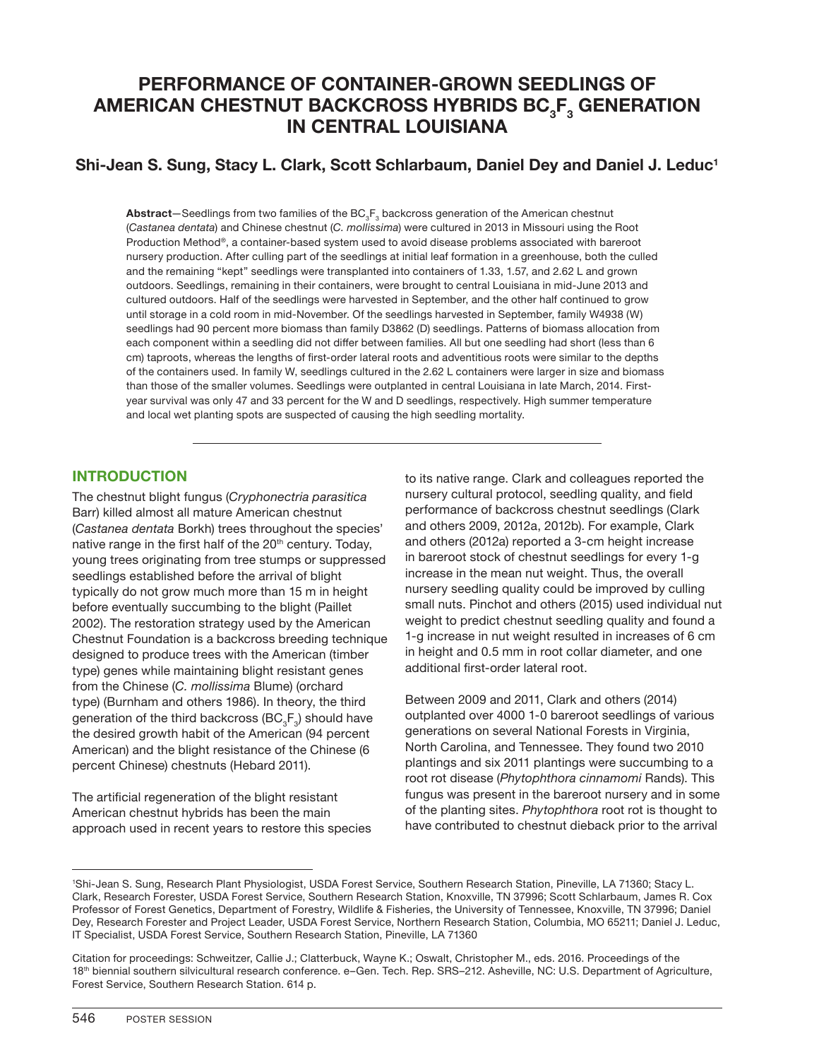# PERFORMANCE OF CONTAINER-GROWN SEEDLINGS OF AMERICAN CHESTNUT BACKCROSS HYBRIDS $BC_3F_3$ GENERATION IN CENTRAL LOUISIANA

## Shi-Jean S. Sung, Stacy L. Clark, Scott Schlarbaum, Daniel Dey and Daniel J. Leduc[1]

**Abstract**—Seedlings from two families of the $BC_3F_3$ backcross generation of the American chestnut (*Castanea dentata*) and Chinese chestnut (*C. mollissima*) were cultured in 2013 in Missouri using the Root Production Method®, a container-based system used to avoid disease problems associated with bareroot nursery production. After culling part of the seedlings at initial leaf formation in a greenhouse, both the culled and the remaining "kept" seedlings were transplanted into containers of 1.33, 1.57, and 2.62 L and grown outdoors. Seedlings, remaining in their containers, were brought to central Louisiana in mid-June 2013 and cultured outdoors. Half of the seedlings were harvested in September, and the other half continued to grow until storage in a cold room in mid-November. Of the seedlings harvested in September, family W4938 (W) seedlings had 90 percent more biomass than family D3862 (D) seedlings. Patterns of biomass allocation from each component within a seedling did not differ between families. All but one seedling had short (less than 6 cm) taproots, whereas the lengths of first-order lateral roots and adventitious roots were similar to the depths of the containers used. In family W, seedlings cultured in the 2.62 L containers were larger in size and biomass than those of the smaller volumes. Seedlings were outplanted in central Louisiana in late March, 2014. First-year survival was only 47 and 33 percent for the W and D seedlings, respectively. High summer temperature and local wet planting spots are suspected of causing the high seedling mortality.

## INTRODUCTION

The chestnut blight fungus (*Cryphonectria parasitica* Barr) killed almost all mature American chestnut (*Castanea dentata* Borkh) trees throughout the species' native range in the first half of the 20th century. Today, young trees originating from tree stumps or suppressed seedlings established before the arrival of blight typically do not grow much more than 15 m in height before eventually succumbing to the blight (Paillet 2002). The restoration strategy used by the American Chestnut Foundation is a backcross breeding technique designed to produce trees with the American (timber type) genes while maintaining blight resistant genes from the Chinese (*C. mollissima* Blume) (orchard type) (Burnham and others 1986). In theory, the third generation of the third backcross ($BC_3F_3$) should have the desired growth habit of the American (94 percent American) and the blight resistance of the Chinese (6 percent Chinese) chestnuts (Hebard 2011).

The artificial regeneration of the blight resistant American chestnut hybrids has been the main approach used in recent years to restore this species to its native range. Clark and colleagues reported the nursery cultural protocol, seedling quality, and field performance of backcross chestnut seedlings (Clark and others 2009, 2012a, 2012b). For example, Clark and others (2012a) reported a 3-cm height increase in bareroot stock of chestnut seedlings for every 1-g increase in the mean nut weight. Thus, the overall nursery seedling quality could be improved by culling small nuts. Pinchot and others (2015) used individual nut weight to predict chestnut seedling quality and found a 1-g increase in nut weight resulted in increases of 6 cm in height and 0.5 mm in root collar diameter, and one additional first-order lateral root.

Between 2009 and 2011, Clark and others (2014) outplanted over 4000 1-0 bareroot seedlings of various generations on several National Forests in Virginia, North Carolina, and Tennessee. They found two 2010 plantings and six 2011 plantings were succumbing to a root rot disease (*Phytophthora cinnamomi* Rands). This fungus was present in the bareroot nursery and in some of the planting sites. *Phytophthora* root rot is thought to have contributed to chestnut dieback prior to the arrival

---

[1]Shi-Jean S. Sung, Research Plant Physiologist, USDA Forest Service, Southern Research Station, Pineville, LA 71360; Stacy L. Clark, Research Forester, USDA Forest Service, Southern Research Station, Knoxville, TN 37996; Scott Schlarbaum, James R. Cox Professor of Forest Genetics, Department of Forestry, Wildlife & Fisheries, the University of Tennessee, Knoxville, TN 37996; Daniel Dey, Research Forester and Project Leader, USDA Forest Service, Northern Research Station, Columbia, MO 65211; Daniel J. Leduc, IT Specialist, USDA Forest Service, Southern Research Station, Pineville, LA 71360

Citation for proceedings: Schweitzer, Callie J.; Clatterbuck, Wayne K.; Oswalt, Christopher M., eds. 2016. Proceedings of the 18th biennial southern silvicultural research conference. e–Gen. Tech. Rep. SRS–212. Asheville, NC: U.S. Department of Agriculture, Forest Service, Southern Research Station. 614 p.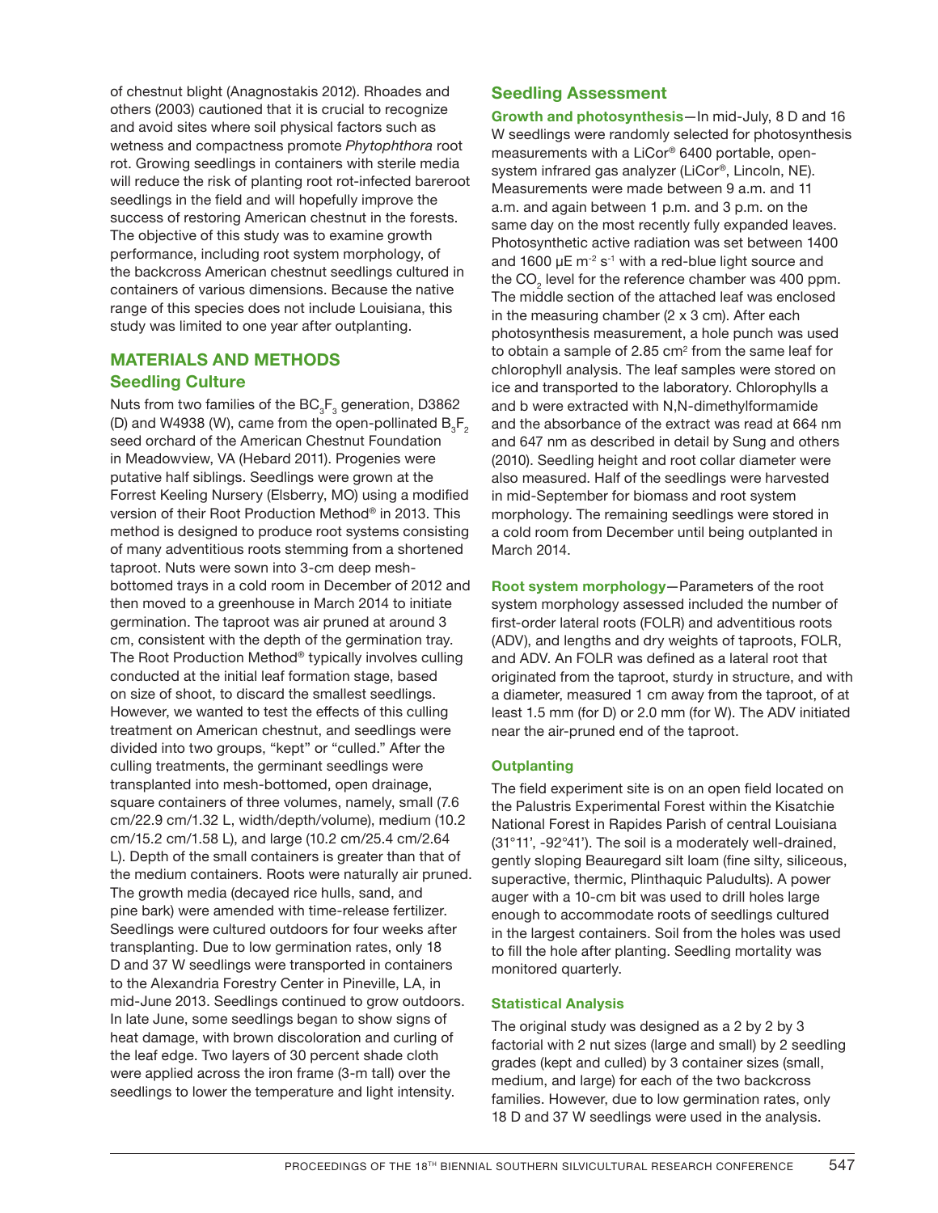of chestnut blight (Anagnostakis 2012). Rhoades and others (2003) cautioned that it is crucial to recognize and avoid sites where soil physical factors such as wetness and compactness promote *Phytophthora* root rot. Growing seedlings in containers with sterile media will reduce the risk of planting root rot-infected bareroot seedlings in the field and will hopefully improve the success of restoring American chestnut in the forests. The objective of this study was to examine growth performance, including root system morphology, of the backcross American chestnut seedlings cultured in containers of various dimensions. Because the native range of this species does not include Louisiana, this study was limited to one year after outplanting.

## MATERIALS AND METHODS

### Seedling Culture

Nuts from two families of the $BC_3F_3$ generation, D3862 (D) and W4938 (W), came from the open-pollinated $B_3F_2$ seed orchard of the American Chestnut Foundation in Meadowview, VA (Hebard 2011). Progenies were putative half siblings. Seedlings were grown at the Forrest Keeling Nursery (Elsberry, MO) using a modified version of their Root Production Method® in 2013. This method is designed to produce root systems consisting of many adventitious roots stemming from a shortened taproot. Nuts were sown into 3-cm deep mesh-bottomed trays in a cold room in December of 2012 and then moved to a greenhouse in March 2014 to initiate germination. The taproot was air pruned at around 3 cm, consistent with the depth of the germination tray. The Root Production Method® typically involves culling conducted at the initial leaf formation stage, based on size of shoot, to discard the smallest seedlings. However, we wanted to test the effects of this culling treatment on American chestnut, and seedlings were divided into two groups, "kept" or "culled." After the culling treatments, the germinant seedlings were transplanted into mesh-bottomed, open drainage, square containers of three volumes, namely, small (7.6 cm/22.9 cm/1.32 L, width/depth/volume), medium (10.2 cm/15.2 cm/1.58 L), and large (10.2 cm/25.4 cm/2.64 L). Depth of the small containers is greater than that of the medium containers. Roots were naturally air pruned. The growth media (decayed rice hulls, sand, and pine bark) were amended with time-release fertilizer. Seedlings were cultured outdoors for four weeks after transplanting. Due to low germination rates, only 18 D and 37 W seedlings were transported in containers to the Alexandria Forestry Center in Pineville, LA, in mid-June 2013. Seedlings continued to grow outdoors. In late June, some seedlings began to show signs of heat damage, with brown discoloration and curling of the leaf edge. Two layers of 30 percent shade cloth were applied across the iron frame (3-m tall) over the seedlings to lower the temperature and light intensity.

### Seedling Assessment

**Growth and photosynthesis**—In mid-July, 8 D and 16 W seedlings were randomly selected for photosynthesis measurements with a LiCor® 6400 portable, open-system infrared gas analyzer (LiCor®, Lincoln, NE). Measurements were made between 9 a.m. and 11 a.m. and again between 1 p.m. and 3 p.m. on the same day on the most recently fully expanded leaves. Photosynthetic active radiation was set between 1400 and 1600 µE $m^{-2}$ $s^{-1}$ with a red-blue light source and the $CO_2$ level for the reference chamber was 400 ppm. The middle section of the attached leaf was enclosed in the measuring chamber (2 x 3 cm). After each photosynthesis measurement, a hole punch was used to obtain a sample of 2.85 $cm^2$ from the same leaf for chlorophyll analysis. The leaf samples were stored on ice and transported to the laboratory. Chlorophylls a and b were extracted with N,N-dimethylformamide and the absorbance of the extract was read at 664 nm and 647 nm as described in detail by Sung and others (2010). Seedling height and root collar diameter were also measured. Half of the seedlings were harvested in mid-September for biomass and root system morphology. The remaining seedlings were stored in a cold room from December until being outplanted in March 2014.

**Root system morphology**—Parameters of the root system morphology assessed included the number of first-order lateral roots (FOLR) and adventitious roots (ADV), and lengths and dry weights of taproots, FOLR, and ADV. An FOLR was defined as a lateral root that originated from the taproot, sturdy in structure, and with a diameter, measured 1 cm away from the taproot, of at least 1.5 mm (for D) or 2.0 mm (for W). The ADV initiated near the air-pruned end of the taproot.

#### Outplanting

The field experiment site is on an open field located on the Palustris Experimental Forest within the Kisatchie National Forest in Rapides Parish of central Louisiana (31°11', -92°41'). The soil is a moderately well-drained, gently sloping Beauregard silt loam (fine silty, siliceous, superactive, thermic, Plinthaquic Paludults). A power auger with a 10-cm bit was used to drill holes large enough to accommodate roots of seedlings cultured in the largest containers. Soil from the holes was used to fill the hole after planting. Seedling mortality was monitored quarterly.

#### Statistical Analysis

The original study was designed as a 2 by 2 by 3 factorial with 2 nut sizes (large and small) by 2 seedling grades (kept and culled) by 3 container sizes (small, medium, and large) for each of the two backcross families. However, due to low germination rates, only 18 D and 37 W seedlings were used in the analysis.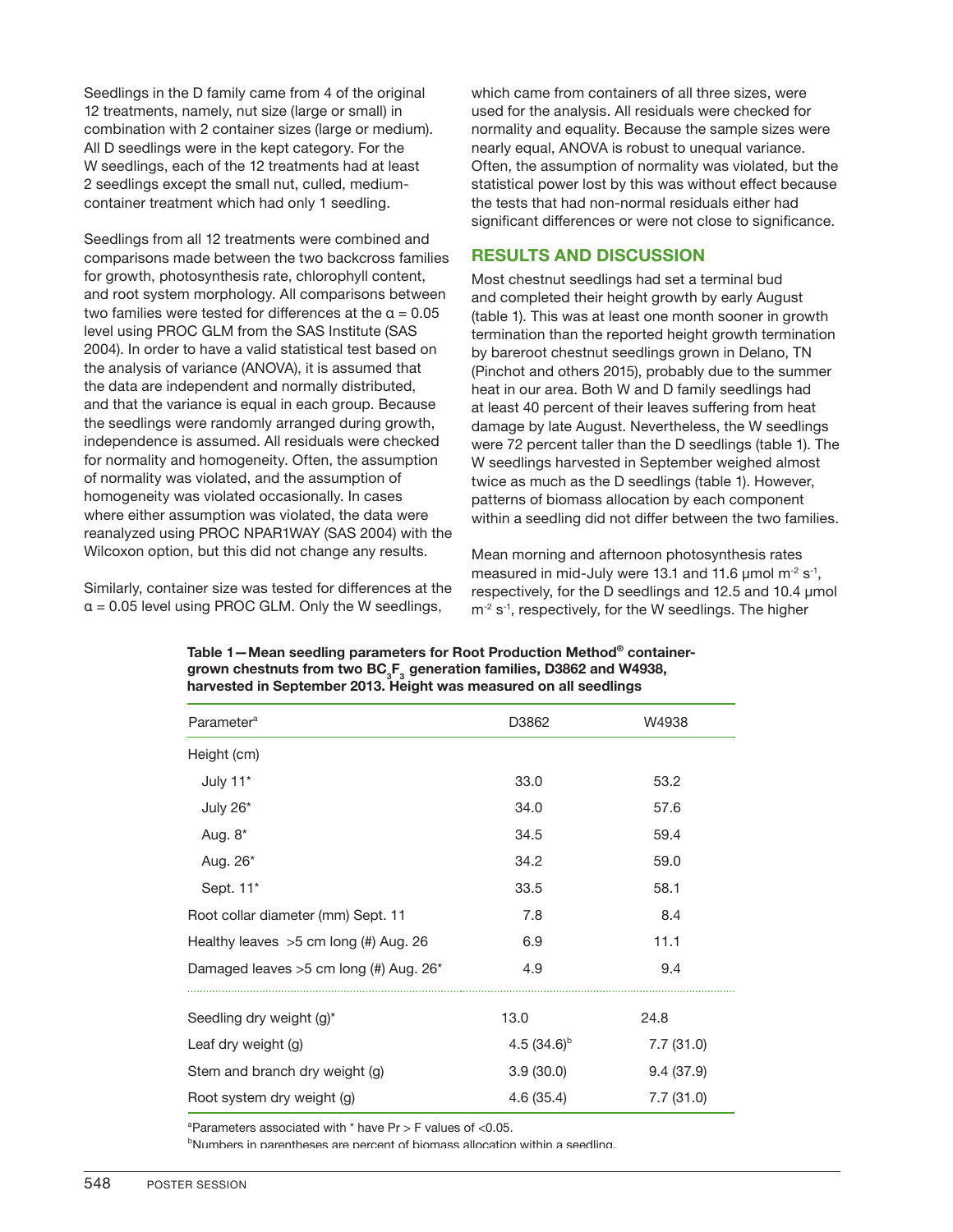Seedlings in the D family came from 4 of the original 12 treatments, namely, nut size (large or small) in combination with 2 container sizes (large or medium). All D seedlings were in the kept category. For the W seedlings, each of the 12 treatments had at least 2 seedlings except the small nut, culled, medium-container treatment which had only 1 seedling.

Seedlings from all 12 treatments were combined and comparisons made between the two backcross families for growth, photosynthesis rate, chlorophyll content, and root system morphology. All comparisons between two families were tested for differences at the $\alpha = 0.05$ level using PROC GLM from the SAS Institute (SAS 2004). In order to have a valid statistical test based on the analysis of variance (ANOVA), it is assumed that the data are independent and normally distributed, and that the variance is equal in each group. Because the seedlings were randomly arranged during growth, independence is assumed. All residuals were checked for normality and homogeneity. Often, the assumption of normality was violated, and the assumption of homogeneity was violated occasionally. In cases where either assumption was violated, the data were reanalyzed using PROC NPAR1WAY (SAS 2004) with the Wilcoxon option, but this did not change any results.

Similarly, container size was tested for differences at the $\alpha = 0.05$ level using PROC GLM. Only the W seedlings, which came from containers of all three sizes, were used for the analysis. All residuals were checked for normality and equality. Because the sample sizes were nearly equal, ANOVA is robust to unequal variance. Often, the assumption of normality was violated, but the statistical power lost by this was without effect because the tests that had non-normal residuals either had significant differences or were not close to significance.

## RESULTS AND DISCUSSION

Most chestnut seedlings had set a terminal bud and completed their height growth by early August (table 1). This was at least one month sooner in growth termination than the reported height growth termination by bareroot chestnut seedlings grown in Delano, TN (Pinchot and others 2015), probably due to the summer heat in our area. Both W and D family seedlings had at least 40 percent of their leaves suffering from heat damage by late August. Nevertheless, the W seedlings were 72 percent taller than the D seedlings (table 1). The W seedlings harvested in September weighed almost twice as much as the D seedlings (table 1). However, patterns of biomass allocation by each component within a seedling did not differ between the two families.

Mean morning and afternoon photosynthesis rates measured in mid-July were 13.1 and 11.6 µmol $m^{-2}$ $s^{-1}$, respectively, for the D seedlings and 12.5 and 10.4 µmol $m^{-2}$ $s^{-1}$, respectively, for the W seedlings. The higher

**Table 1—Mean seedling parameters for Root Production Method® container-grown chestnuts from two $BC_3F_3$ generation families, D3862 and W4938, harvested in September 2013. Height was measured on all seedlings**

| Parameter[a] | D3862 | W4938 |
|---|---|---|
| Height (cm) | | |
| July 11* | 33.0 | 53.2 |
| July 26* | 34.0 | 57.6 |
| Aug. 8* | 34.5 | 59.4 |
| Aug. 26* | 34.2 | 59.0 |
| Sept. 11* | 33.5 | 58.1 |
| Root collar diameter (mm) Sept. 11 | 7.8 | 8.4 |
| Healthy leaves >5 cm long (#) Aug. 26 | 6.9 | 11.1 |
| Damaged leaves >5 cm long (#) Aug. 26* | 4.9 | 9.4 |
| Seedling dry weight (g)* | 13.0 | 24.8 |
| Leaf dry weight (g) | 4.5 (34.6)[b] | 7.7 (31.0) |
| Stem and branch dry weight (g) | 3.9 (30.0) | 9.4 (37.9) |
| Root system dry weight (g) | 4.6 (35.4) | 7.7 (31.0) |

[a]Parameters associated with * have Pr > F values of <0.05.

[b]Numbers in parentheses are percent of biomass allocation within a seedling.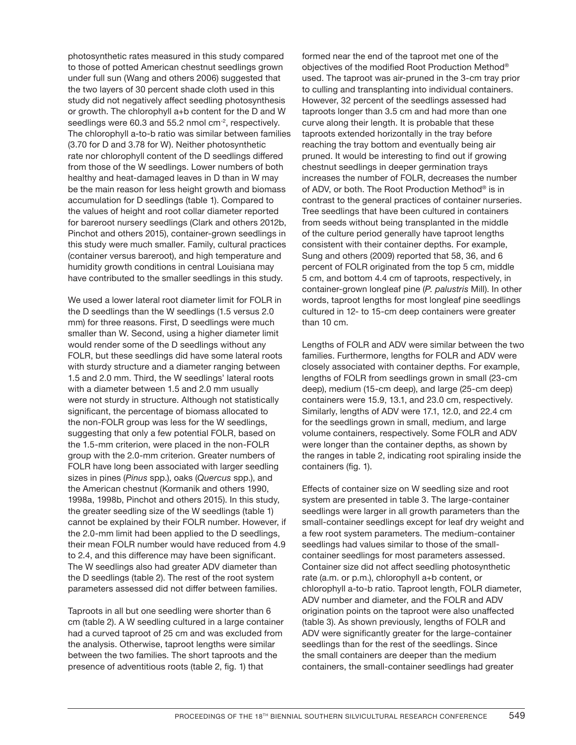photosynthetic rates measured in this study compared to those of potted American chestnut seedlings grown under full sun (Wang and others 2006) suggested that the two layers of 30 percent shade cloth used in this study did not negatively affect seedling photosynthesis or growth. The chlorophyll a+b content for the D and W seedlings were 60.3 and 55.2 nmol cm$^{-2}$, respectively. The chlorophyll a-to-b ratio was similar between families (3.70 for D and 3.78 for W). Neither photosynthetic rate nor chlorophyll content of the D seedlings differed from those of the W seedlings. Lower numbers of both healthy and heat-damaged leaves in D than in W may be the main reason for less height growth and biomass accumulation for D seedlings (table 1). Compared to the values of height and root collar diameter reported for bareroot nursery seedlings (Clark and others 2012b, Pinchot and others 2015), container-grown seedlings in this study were much smaller. Family, cultural practices (container versus bareroot), and high temperature and humidity growth conditions in central Louisiana may have contributed to the smaller seedlings in this study.

We used a lower lateral root diameter limit for FOLR in the D seedlings than the W seedlings (1.5 versus 2.0 mm) for three reasons. First, D seedlings were much smaller than W. Second, using a higher diameter limit would render some of the D seedlings without any FOLR, but these seedlings did have some lateral roots with sturdy structure and a diameter ranging between 1.5 and 2.0 mm. Third, the W seedlings' lateral roots with a diameter between 1.5 and 2.0 mm usually were not sturdy in structure. Although not statistically significant, the percentage of biomass allocated to the non-FOLR group was less for the W seedlings, suggesting that only a few potential FOLR, based on the 1.5-mm criterion, were placed in the non-FOLR group with the 2.0-mm criterion. Greater numbers of FOLR have long been associated with larger seedling sizes in pines (*Pinus* spp.), oaks (*Quercus* spp.), and the American chestnut (Kormanik and others 1990, 1998a, 1998b, Pinchot and others 2015). In this study, the greater seedling size of the W seedlings (table 1) cannot be explained by their FOLR number. However, if the 2.0-mm limit had been applied to the D seedlings, their mean FOLR number would have reduced from 4.9 to 2.4, and this difference may have been significant. The W seedlings also had greater ADV diameter than the D seedlings (table 2). The rest of the root system parameters assessed did not differ between families.

Taproots in all but one seedling were shorter than 6 cm (table 2). A W seedling cultured in a large container had a curved taproot of 25 cm and was excluded from the analysis. Otherwise, taproot lengths were similar between the two families. The short taproots and the presence of adventitious roots (table 2, fig. 1) that formed near the end of the taproot met one of the objectives of the modified Root Production Method® used. The taproot was air-pruned in the 3-cm tray prior to culling and transplanting into individual containers. However, 32 percent of the seedlings assessed had taproots longer than 3.5 cm and had more than one curve along their length. It is probable that these taproots extended horizontally in the tray before reaching the tray bottom and eventually being air pruned. It would be interesting to find out if growing chestnut seedlings in deeper germination trays increases the number of FOLR, decreases the number of ADV, or both. The Root Production Method® is in contrast to the general practices of container nurseries. Tree seedlings that have been cultured in containers from seeds without being transplanted in the middle of the culture period generally have taproot lengths consistent with their container depths. For example, Sung and others (2009) reported that 58, 36, and 6 percent of FOLR originated from the top 5 cm, middle 5 cm, and bottom 4.4 cm of taproots, respectively, in container-grown longleaf pine (*P. palustris* Mill). In other words, taproot lengths for most longleaf pine seedlings cultured in 12- to 15-cm deep containers were greater than 10 cm.

Lengths of FOLR and ADV were similar between the two families. Furthermore, lengths for FOLR and ADV were closely associated with container depths. For example, lengths of FOLR from seedlings grown in small (23-cm deep), medium (15-cm deep), and large (25-cm deep) containers were 15.9, 13.1, and 23.0 cm, respectively. Similarly, lengths of ADV were 17.1, 12.0, and 22.4 cm for the seedlings grown in small, medium, and large volume containers, respectively. Some FOLR and ADV were longer than the container depths, as shown by the ranges in table 2, indicating root spiraling inside the containers (fig. 1).

Effects of container size on W seedling size and root system are presented in table 3. The large-container seedlings were larger in all growth parameters than the small-container seedlings except for leaf dry weight and a few root system parameters. The medium-container seedlings had values similar to those of the small-container seedlings for most parameters assessed. Container size did not affect seedling photosynthetic rate (a.m. or p.m.), chlorophyll a+b content, or chlorophyll a-to-b ratio. Taproot length, FOLR diameter, ADV number and diameter, and the FOLR and ADV origination points on the taproot were also unaffected (table 3). As shown previously, lengths of FOLR and ADV were significantly greater for the large-container seedlings than for the rest of the seedlings. Since the small containers are deeper than the medium containers, the small-container seedlings had greater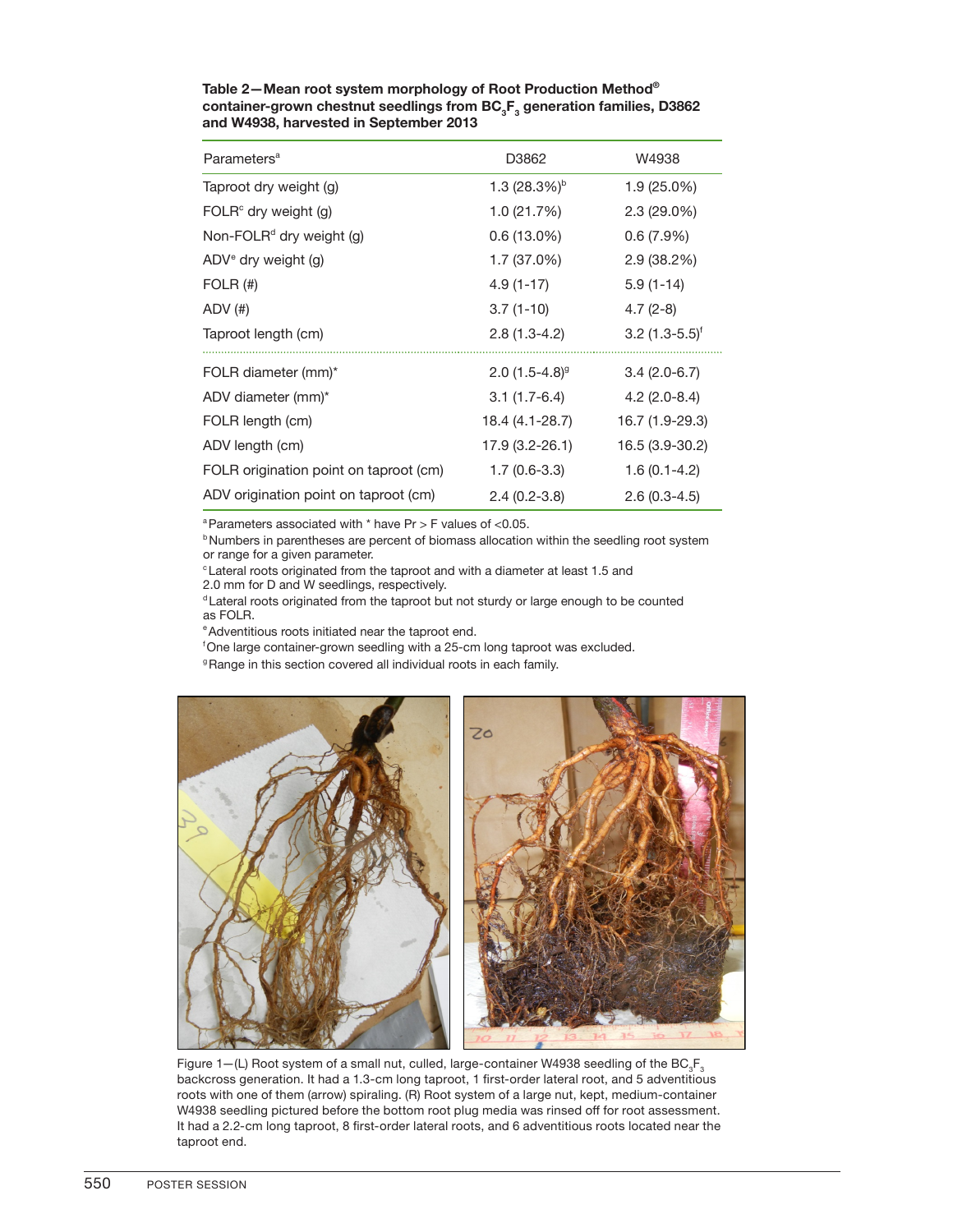**Table 2—Mean root system morphology of Root Production Method® container-grown chestnut seedlings from $BC_3F_3$ generation families, D3862 and W4938, harvested in September 2013**

| Parameters[a] | D3862 | W4938 |
|---|---|---|
| Taproot dry weight (g) | 1.3 (28.3%)[b] | 1.9 (25.0%) |
| FOLR[c] dry weight (g) | 1.0 (21.7%) | 2.3 (29.0%) |
| Non-FOLR[d] dry weight (g) | 0.6 (13.0%) | 0.6 (7.9%) |
| ADV[e] dry weight (g) | 1.7 (37.0%) | 2.9 (38.2%) |
| FOLR (#) | 4.9 (1-17) | 5.9 (1-14) |
| ADV (#) | 3.7 (1-10) | 4.7 (2-8) |
| Taproot length (cm) | 2.8 (1.3-4.2) | 3.2 (1.3-5.5)[f] |
| FOLR diameter (mm)* | 2.0 (1.5-4.8)[g] | 3.4 (2.0-6.7) |
| ADV diameter (mm)* | 3.1 (1.7-6.4) | 4.2 (2.0-8.4) |
| FOLR length (cm) | 18.4 (4.1-28.7) | 16.7 (1.9-29.3) |
| ADV length (cm) | 17.9 (3.2-26.1) | 16.5 (3.9-30.2) |
| FOLR origination point on taproot (cm) | 1.7 (0.6-3.3) | 1.6 (0.1-4.2) |
| ADV origination point on taproot (cm) | 2.4 (0.2-3.8) | 2.6 (0.3-4.5) |

[a] Parameters associated with * have Pr > F values of <0.05.
[b] Numbers in parentheses are percent of biomass allocation within the seedling root system or range for a given parameter.
[c] Lateral roots originated from the taproot and with a diameter at least 1.5 and 2.0 mm for D and W seedlings, respectively.
[d] Lateral roots originated from the taproot but not sturdy or large enough to be counted as FOLR.
[e] Adventitious roots initiated near the taproot end.
[f] One large container-grown seedling with a 25-cm long taproot was excluded.
[g] Range in this section covered all individual roots in each family.

Figure 1—(L) Root system of a small nut, culled, large-container W4938 seedling of the $BC_3F_3$ backcross generation. It had a 1.3-cm long taproot, 1 first-order lateral root, and 5 adventitious roots with one of them (arrow) spiraling. (R) Root system of a large nut, kept, medium-container W4938 seedling pictured before the bottom root plug media was rinsed off for root assessment. It had a 2.2-cm long taproot, 8 first-order lateral roots, and 6 adventitious roots located near the taproot end.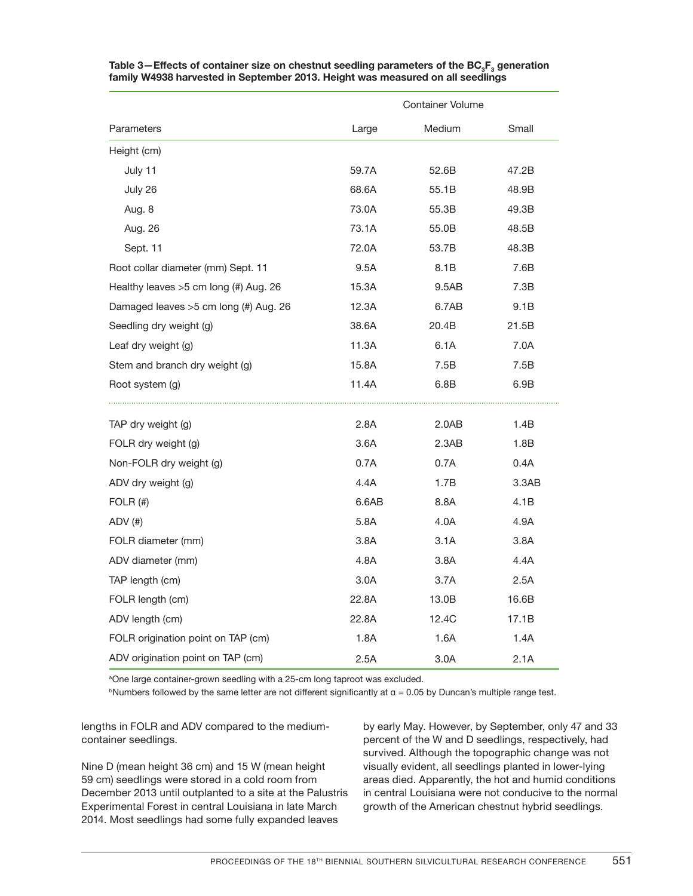**Table 3—Effects of container size on chestnut seedling parameters of the $BC_3F_3$ generation family W4938 harvested in September 2013. Height was measured on all seedlings**

| | Container Volume | | |
|---|---|---|---|
| Parameters | Large | Medium | Small |
| Height (cm) | | | |
| July 11 | 59.7A | 52.6B | 47.2B |
| July 26 | 68.6A | 55.1B | 48.9B |
| Aug. 8 | 73.0A | 55.3B | 49.3B |
| Aug. 26 | 73.1A | 55.0B | 48.5B |
| Sept. 11 | 72.0A | 53.7B | 48.3B |
| Root collar diameter (mm) Sept. 11 | 9.5A | 8.1B | 7.6B |
| Healthy leaves >5 cm long (#) Aug. 26 | 15.3A | 9.5AB | 7.3B |
| Damaged leaves >5 cm long (#) Aug. 26 | 12.3A | 6.7AB | 9.1B |
| Seedling dry weight (g) | 38.6A | 20.4B | 21.5B |
| Leaf dry weight (g) | 11.3A | 6.1A | 7.0A |
| Stem and branch dry weight (g) | 15.8A | 7.5B | 7.5B |
| Root system (g) | 11.4A | 6.8B | 6.9B |
| TAP dry weight (g) | 2.8A | 2.0AB | 1.4B |
| FOLR dry weight (g) | 3.6A | 2.3AB | 1.8B |
| Non-FOLR dry weight (g) | 0.7A | 0.7A | 0.4A |
| ADV dry weight (g) | 4.4A | 1.7B | 3.3AB |
| FOLR (#) | 6.6AB | 8.8A | 4.1B |
| ADV (#) | 5.8A | 4.0A | 4.9A |
| FOLR diameter (mm) | 3.8A | 3.1A | 3.8A |
| ADV diameter (mm) | 4.8A | 3.8A | 4.4A |
| TAP length (cm) | 3.0A | 3.7A | 2.5A |
| FOLR length (cm) | 22.8A | 13.0B | 16.6B |
| ADV length (cm) | 22.8A | 12.4C | 17.1B |
| FOLR origination point on TAP (cm) | 1.8A | 1.6A | 1.4A |
| ADV origination point on TAP (cm) | 2.5A | 3.0A | 2.1A |

[a]One large container-grown seedling with a 25-cm long taproot was excluded.

[b]Numbers followed by the same letter are not different significantly at $\alpha = 0.05$ by Duncan's multiple range test.

lengths in FOLR and ADV compared to the medium-container seedlings.

Nine D (mean height 36 cm) and 15 W (mean height 59 cm) seedlings were stored in a cold room from December 2013 until outplanted to a site at the Palustris Experimental Forest in central Louisiana in late March 2014. Most seedlings had some fully expanded leaves by early May. However, by September, only 47 and 33 percent of the W and D seedlings, respectively, had survived. Although the topographic change was not visually evident, all seedlings planted in lower-lying areas died. Apparently, the hot and humid conditions in central Louisiana were not conducive to the normal growth of the American chestnut hybrid seedlings.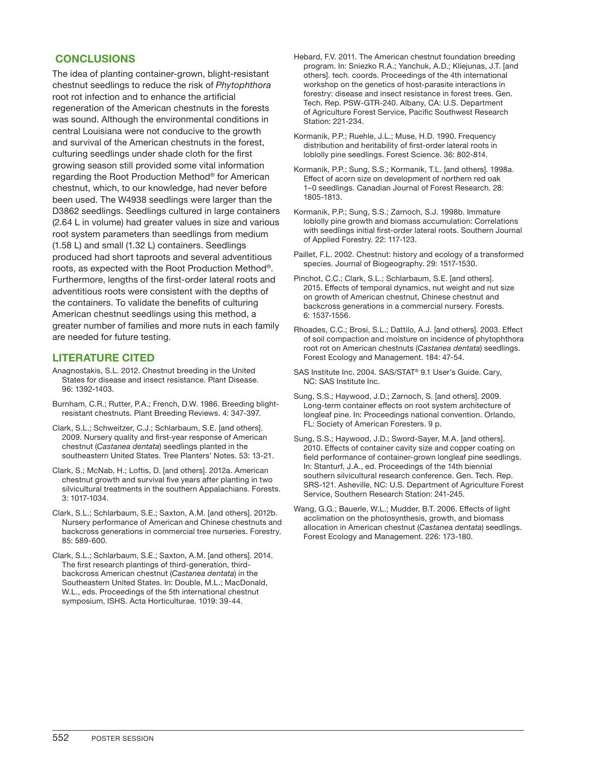## CONCLUSIONS

The idea of planting container-grown, blight-resistant chestnut seedlings to reduce the risk of *Phytophthora* root rot infection and to enhance the artificial regeneration of the American chestnuts in the forests was sound. Although the environmental conditions in central Louisiana were not conducive to the growth and survival of the American chestnuts in the forest, culturing seedlings under shade cloth for the first growing season still provided some vital information regarding the Root Production Method® for American chestnut, which, to our knowledge, had never before been used. The W4938 seedlings were larger than the D3862 seedlings. Seedlings cultured in large containers (2.64 L in volume) had greater values in size and various root system parameters than seedlings from medium (1.58 L) and small (1.32 L) containers. Seedlings produced had short taproots and several adventitious roots, as expected with the Root Production Method®. Furthermore, lengths of the first-order lateral roots and adventitious roots were consistent with the depths of the containers. To validate the benefits of culturing American chestnut seedlings using this method, a greater number of families and more nuts in each family are needed for future testing.

## LITERATURE CITED

Anagnostakis, S.L. 2012. Chestnut breeding in the United States for disease and insect resistance. Plant Disease. 96: 1392-1403.

Burnham, C.R.; Rutter, P.A.; French, D.W. 1986. Breeding blight-resistant chestnuts. Plant Breeding Reviews. 4: 347-397.

Clark, S.L.; Schweitzer, C.J.; Schlarbaum, S.E. [and others]. 2009. Nursery quality and first-year response of American chestnut (*Castanea dentata*) seedlings planted in the southeastern United States. Tree Planters' Notes. 53: 13-21.

Clark, S.; McNab, H.; Loftis, D. [and others]. 2012a. American chestnut growth and survival five years after planting in two silvicultural treatments in the southern Appalachians. Forests. 3: 1017-1034.

Clark, S.L.; Schlarbaum, S.E.; Saxton, A.M. [and others]. 2012b. Nursery performance of American and Chinese chestnuts and backcross generations in commercial tree nurseries. Forestry. 85: 589-600.

Clark, S.L.; Schlarbaum, S.E.; Saxton, A.M. [and others]. 2014. The first research plantings of third-generation, third-backcross American chestnut (*Castanea dentata*) in the Southeastern United States. In: Double, M.L.; MacDonald, W.L., eds. Proceedings of the 5th international chestnut symposium, ISHS. Acta Horticulturae. 1019: 39-44.

Hebard, F.V. 2011. The American chestnut foundation breeding program. In: Sniezko R.A.; Yanchuk, A.D.; Kliejunas, J.T. [and others]. tech. coords. Proceedings of the 4th international workshop on the genetics of host-parasite interactions in forestry: disease and insect resistance in forest trees. Gen. Tech. Rep. PSW-GTR-240. Albany, CA: U.S. Department of Agriculture Forest Service, Pacific Southwest Research Station: 221-234.

Kormanik, P.P.; Ruehle, J.L.; Muse, H.D. 1990. Frequency distribution and heritability of first-order lateral roots in loblolly pine seedlings. Forest Science. 36: 802-814.

Kormanik, P.P.; Sung, S.S.; Kormanik, T.L. [and others]. 1998a. Effect of acorn size on development of northern red oak 1–0 seedlings. Canadian Journal of Forest Research. 28: 1805-1813.

Kormanik, P.P.; Sung, S.S.; Zarnoch, S.J. 1998b. Immature loblolly pine growth and biomass accumulation: Correlations with seedlings initial first-order lateral roots. Southern Journal of Applied Forestry. 22: 117-123.

Paillet, F.L. 2002. Chestnut: history and ecology of a transformed species. Journal of Biogeography. 29: 1517-1530.

Pinchot, C.C.; Clark, S.L.; Schlarbaum, S.E. [and others]. 2015. Effects of temporal dynamics, nut weight and nut size on growth of American chestnut, Chinese chestnut and backcross generations in a commercial nursery. Forests. 6: 1537-1556.

Rhoades, C.C.; Brosi, S.L.; Dattilo, A.J. [and others]. 2003. Effect of soil compaction and moisture on incidence of phytophthora root rot on American chestnuts (*Castanea dentata*) seedlings. Forest Ecology and Management. 184: 47-54.

SAS Institute Inc. 2004. SAS/STAT® 9.1 User's Guide. Cary, NC: SAS Institute Inc.

Sung, S.S.; Haywood, J.D.; Zarnoch, S. [and others]. 2009. Long-term container effects on root system architecture of longleaf pine. In: Proceedings national convention. Orlando, FL: Society of American Foresters. 9 p.

Sung, S.S.; Haywood, J.D.; Sword-Sayer, M.A. [and others]. 2010. Effects of container cavity size and copper coating on field performance of container-grown longleaf pine seedlings. In: Stanturf, J.A., ed. Proceedings of the 14th biennial southern silvicultural research conference. Gen. Tech. Rep. SRS-121. Asheville, NC: U.S. Department of Agriculture Forest Service, Southern Research Station: 241-245.

Wang, G.G.; Bauerle, W.L.; Mudder, B.T. 2006. Effects of light acclimation on the photosynthesis, growth, and biomass allocation in American chestnut (*Castanea dentata*) seedlings. Forest Ecology and Management. 226: 173-180.